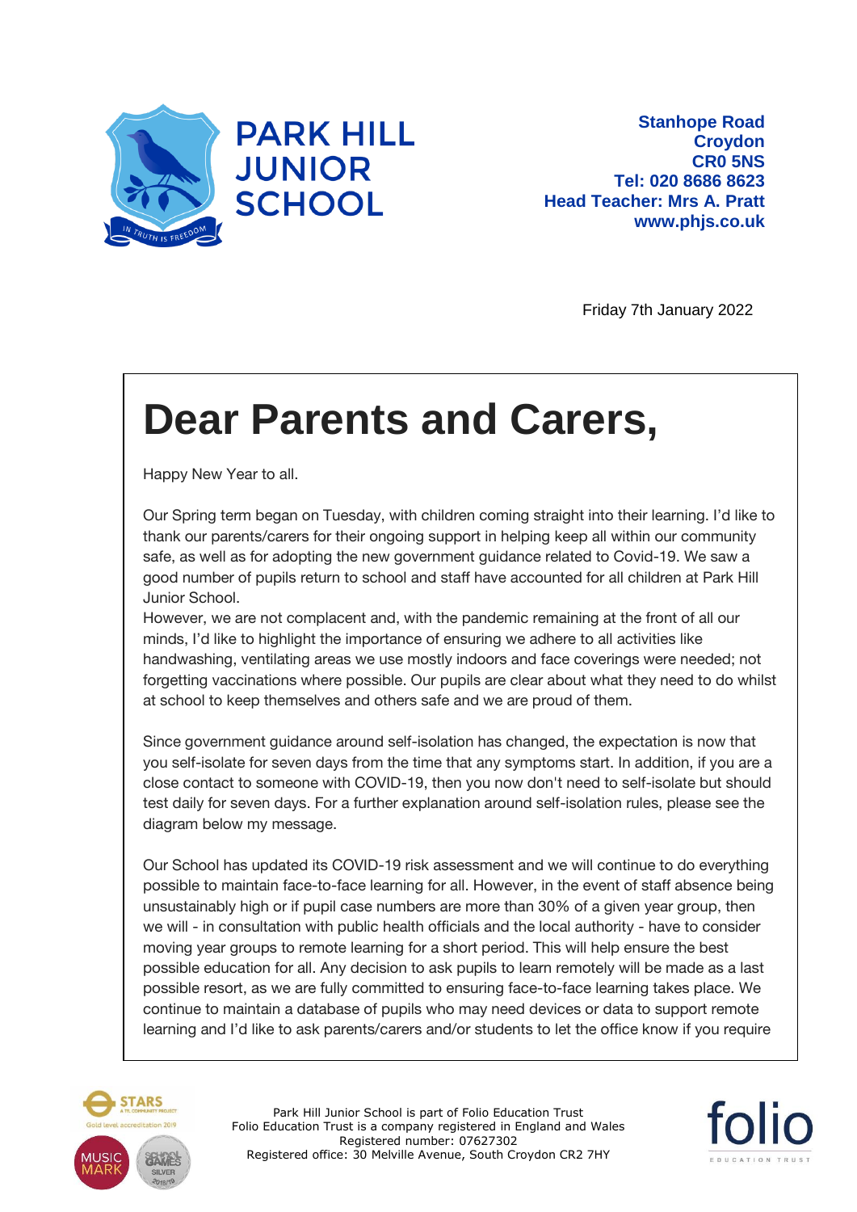**PARK HILL JUNIOR SCHOOL**

**Stanhope Road**
**Croydon**
**CR0 5NS**
**Tel: 020 8686 8623**
**Head Teacher: Mrs A. Pratt**
**www.phjs.co.uk**

Friday 7th January 2022

# Dear Parents and Carers,

Happy New Year to all.

Our Spring term began on Tuesday, with children coming straight into their learning. I'd like to thank our parents/carers for their ongoing support in helping keep all within our community safe, as well as for adopting the new government guidance related to Covid-19. We saw a good number of pupils return to school and staff have accounted for all children at Park Hill Junior School.

However, we are not complacent and, with the pandemic remaining at the front of all our minds, I'd like to highlight the importance of ensuring we adhere to all activities like handwashing, ventilating areas we use mostly indoors and face coverings were needed; not forgetting vaccinations where possible. Our pupils are clear about what they need to do whilst at school to keep themselves and others safe and we are proud of them.

Since government guidance around self-isolation has changed, the expectation is now that you self-isolate for seven days from the time that any symptoms start. In addition, if you are a close contact to someone with COVID-19, then you now don't need to self-isolate but should test daily for seven days. For a further explanation around self-isolation rules, please see the diagram below my message.

Our School has updated its COVID-19 risk assessment and we will continue to do everything possible to maintain face-to-face learning for all. However, in the event of staff absence being unsustainably high or if pupil case numbers are more than 30% of a given year group, then we will - in consultation with public health officials and the local authority - have to consider moving year groups to remote learning for a short period. This will help ensure the best possible education for all. Any decision to ask pupils to learn remotely will be made as a last possible resort, as we are fully committed to ensuring face-to-face learning takes place. We continue to maintain a database of pupils who may need devices or data to support remote learning and I'd like to ask parents/carers and/or students to let the office know if you require

Park Hill Junior School is part of Folio Education Trust
Folio Education Trust is a company registered in England and Wales
Registered number: 07627302
Registered office: 30 Melville Avenue, South Croydon CR2 7HY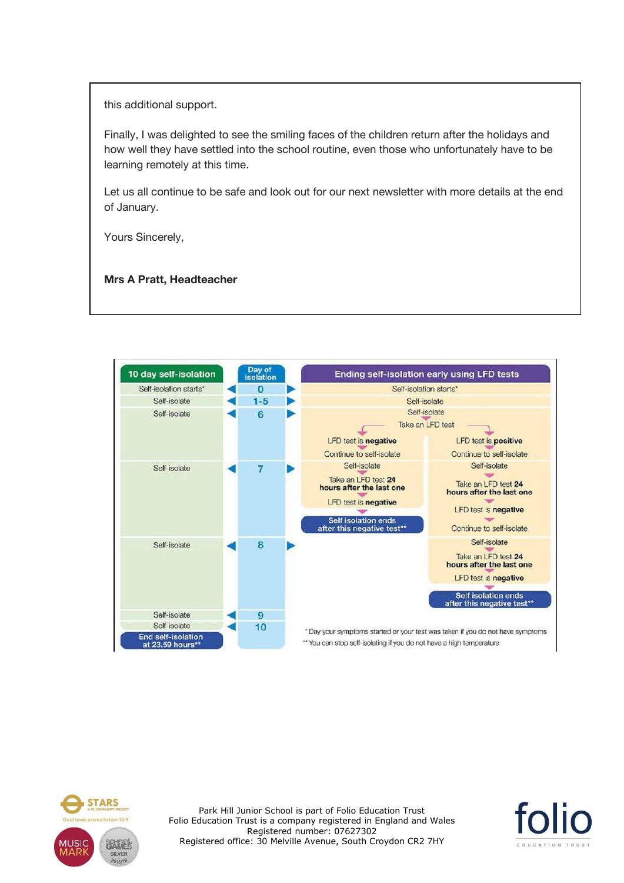this additional support.

Finally, I was delighted to see the smiling faces of the children return after the holidays and how well they have settled into the school routine, even those who unfortunately have to be learning remotely at this time.

Let us all continue to be safe and look out for our next newsletter with more details at the end of January.

Yours Sincerely,

**Mrs A Pratt, Headteacher**

10 day self-isolation

Day of isolation

Ending self-isolation early using LFD tests

Self-isolation starts* — 0 — Self-isolation starts*

Self-isolate — 1-5 — Self-isolate

Self-isolate — 6 — Self-isolate

Take an LFD test

LFD test is **negative**

Continue to self-isolate

LFD test is **positive**

Continue to self-isolate

Self-isolate — 7

Self-isolate

Take an LFD test **24 hours after the last one**

LFD test is **negative**

Self isolation ends after this negative test**

Self-isolate

Take an LFD test **24 hours after the last one**

LFD test is **negative**

Continue to self-isolate

Self-isolate — 8

Self-isolate

Take an LFD test **24 hours after the last one**

LFD test is **negative**

Self isolation ends after this negative test**

Self-isolate — 9

Self-isolate — 10

End self-isolation at 23.59 hours**

* Day your symptoms started or your test was taken if you do not have symptoms

** You can stop self-isolating if you do not have a high temperature